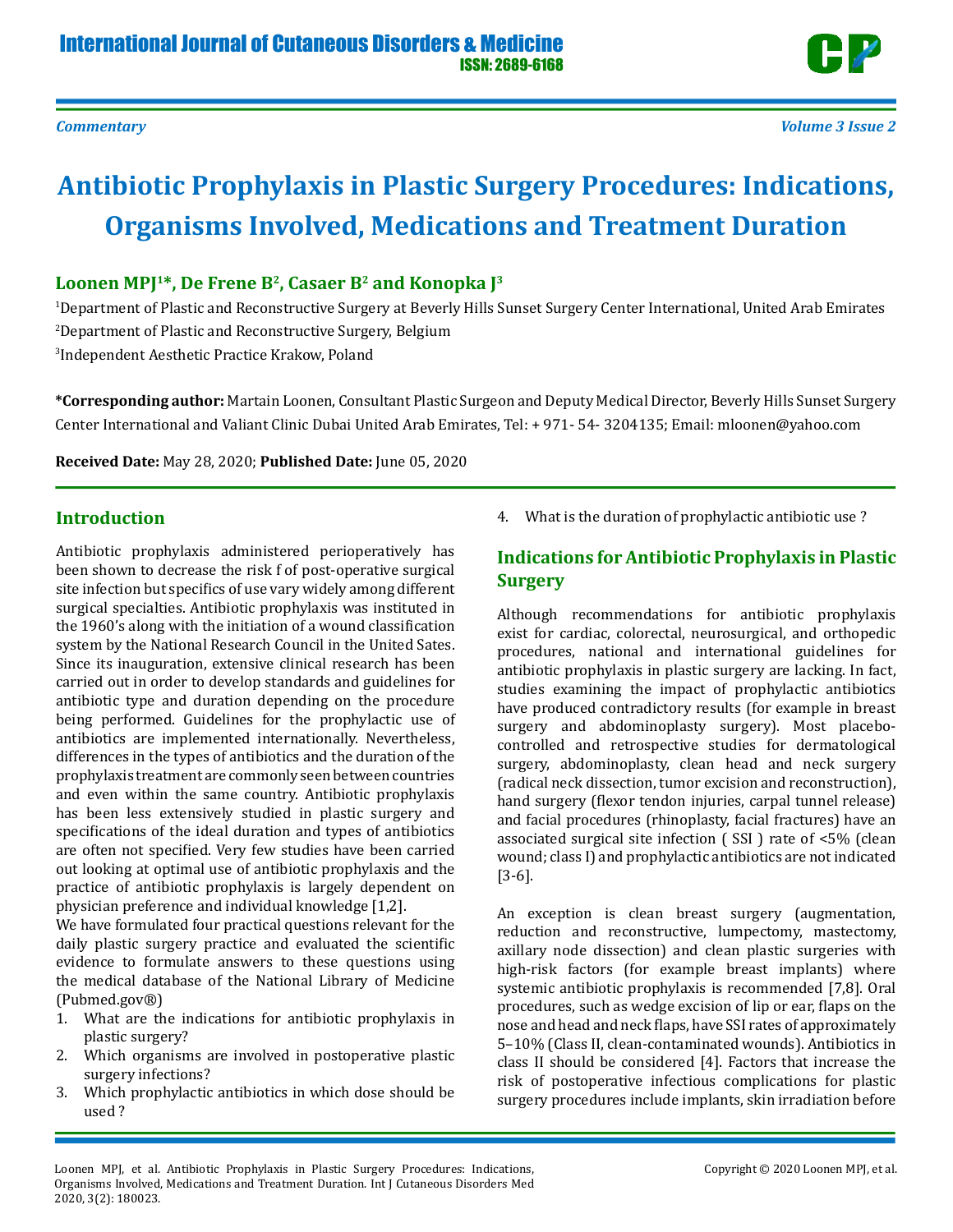Commentary

# Antibiotic Prophylaxis in Plastic Surgery Procedures: Indications, Organisms Involved, Medications and Treatment Duration

**Loonen MPJ[1]*, De Frene B[2], Casaer B[2] and Konopka J[3]**

[1]Department of Plastic and Reconstructive Surgery at Beverly Hills Sunset Surgery Center International, United Arab Emirates

[2]Department of Plastic and Reconstructive Surgery, Belgium

[3]Independent Aesthetic Practice Krakow, Poland

***Corresponding author:** Martain Loonen, Consultant Plastic Surgeon and Deputy Medical Director, Beverly Hills Sunset Surgery Center International and Valiant Clinic Dubai United Arab Emirates, Tel: + 971- 54- 3204135; Email: mloonen@yahoo.com

**Received Date:** May 28, 2020; **Published Date:** June 05, 2020

## Introduction

Antibiotic prophylaxis administered perioperatively has been shown to decrease the risk f of post-operative surgical site infection but specifics of use vary widely among different surgical specialties. Antibiotic prophylaxis was instituted in the 1960's along with the initiation of a wound classification system by the National Research Council in the United Sates. Since its inauguration, extensive clinical research has been carried out in order to develop standards and guidelines for antibiotic type and duration depending on the procedure being performed. Guidelines for the prophylactic use of antibiotics are implemented internationally. Nevertheless, differences in the types of antibiotics and the duration of the prophylaxis treatment are commonly seen between countries and even within the same country. Antibiotic prophylaxis has been less extensively studied in plastic surgery and specifications of the ideal duration and types of antibiotics are often not specified. Very few studies have been carried out looking at optimal use of antibiotic prophylaxis and the practice of antibiotic prophylaxis is largely dependent on physician preference and individual knowledge [1,2].

We have formulated four practical questions relevant for the daily plastic surgery practice and evaluated the scientific evidence to formulate answers to these questions using the medical database of the National Library of Medicine (Pubmed.gov®)

1. What are the indications for antibiotic prophylaxis in plastic surgery?
2. Which organisms are involved in postoperative plastic surgery infections?
3. Which prophylactic antibiotics in which dose should be used ?
4. What is the duration of prophylactic antibiotic use ?

## Indications for Antibiotic Prophylaxis in Plastic Surgery

Although recommendations for antibiotic prophylaxis exist for cardiac, colorectal, neurosurgical, and orthopedic procedures, national and international guidelines for antibiotic prophylaxis in plastic surgery are lacking. In fact, studies examining the impact of prophylactic antibiotics have produced contradictory results (for example in breast surgery and abdominoplasty surgery). Most placebo-controlled and retrospective studies for dermatological surgery, abdominoplasty, clean head and neck surgery (radical neck dissection, tumor excision and reconstruction), hand surgery (flexor tendon injuries, carpal tunnel release) and facial procedures (rhinoplasty, facial fractures) have an associated surgical site infection ( SSI ) rate of <5% (clean wound; class I) and prophylactic antibiotics are not indicated [3-6].

An exception is clean breast surgery (augmentation, reduction and reconstructive, lumpectomy, mastectomy, axillary node dissection) and clean plastic surgeries with high-risk factors (for example breast implants) where systemic antibiotic prophylaxis is recommended [7,8]. Oral procedures, such as wedge excision of lip or ear, flaps on the nose and head and neck flaps, have SSI rates of approximately 5–10% (Class II, clean-contaminated wounds). Antibiotics in class II should be considered [4]. Factors that increase the risk of postoperative infectious complications for plastic surgery procedures include implants, skin irradiation before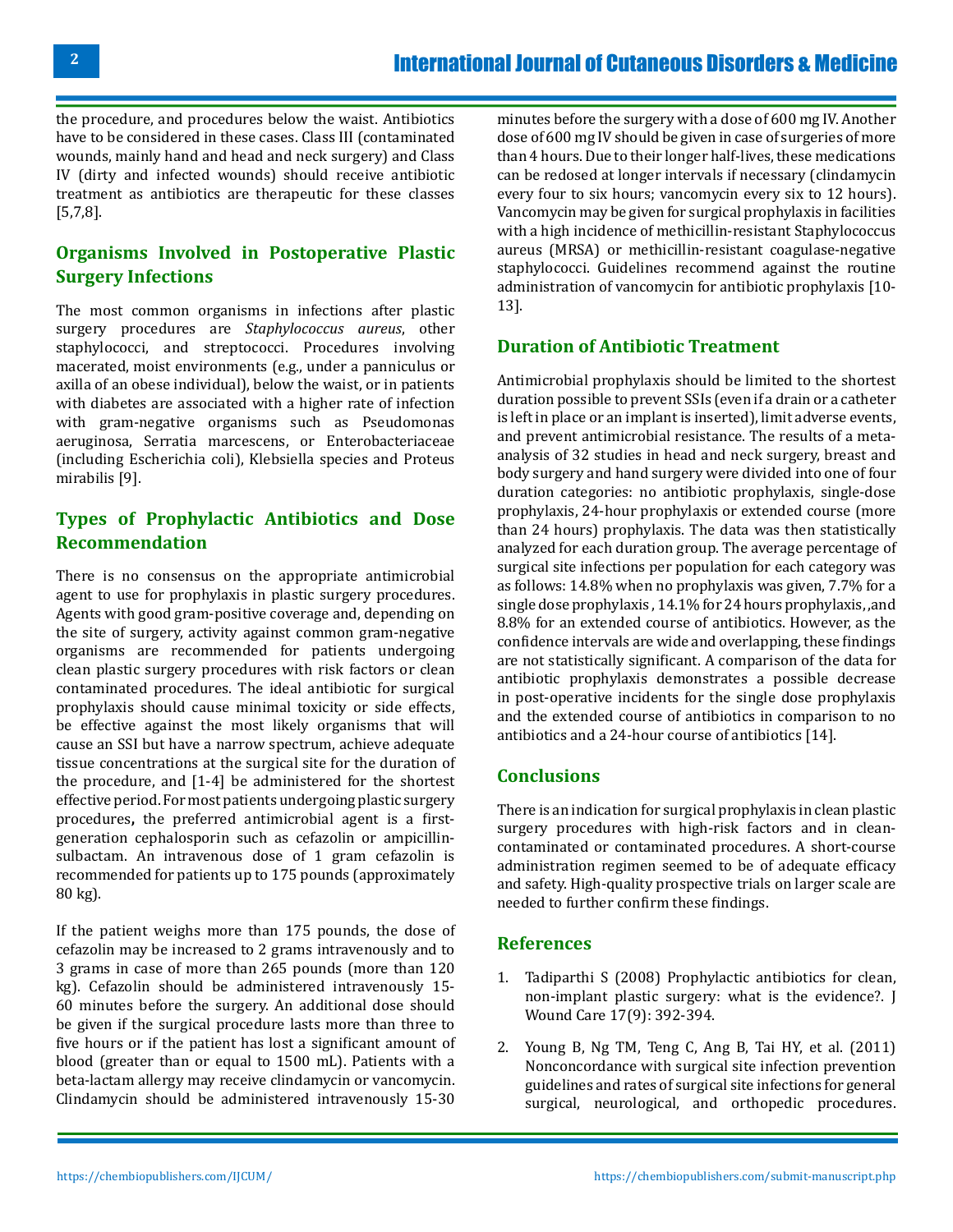the procedure, and procedures below the waist. Antibiotics have to be considered in these cases. Class III (contaminated wounds, mainly hand and head and neck surgery) and Class IV (dirty and infected wounds) should receive antibiotic treatment as antibiotics are therapeutic for these classes [5,7,8].

## Organisms Involved in Postoperative Plastic Surgery Infections

The most common organisms in infections after plastic surgery procedures are *Staphylococcus aureus*, other staphylococci, and streptococci. Procedures involving macerated, moist environments (e.g., under a panniculus or axilla of an obese individual), below the waist, or in patients with diabetes are associated with a higher rate of infection with gram-negative organisms such as Pseudomonas aeruginosa, Serratia marcescens, or Enterobacteriaceae (including Escherichia coli), Klebsiella species and Proteus mirabilis [9].

## Types of Prophylactic Antibiotics and Dose Recommendation

There is no consensus on the appropriate antimicrobial agent to use for prophylaxis in plastic surgery procedures. Agents with good gram-positive coverage and, depending on the site of surgery, activity against common gram-negative organisms are recommended for patients undergoing clean plastic surgery procedures with risk factors or clean contaminated procedures. The ideal antibiotic for surgical prophylaxis should cause minimal toxicity or side effects, be effective against the most likely organisms that will cause an SSI but have a narrow spectrum, achieve adequate tissue concentrations at the surgical site for the duration of the procedure, and [1-4] be administered for the shortest effective period. For most patients undergoing plastic surgery procedures**,** the preferred antimicrobial agent is a first-generation cephalosporin such as cefazolin or ampicillin-sulbactam. An intravenous dose of 1 gram cefazolin is recommended for patients up to 175 pounds (approximately 80 kg).

If the patient weighs more than 175 pounds, the dose of cefazolin may be increased to 2 grams intravenously and to 3 grams in case of more than 265 pounds (more than 120 kg). Cefazolin should be administered intravenously 15-60 minutes before the surgery. An additional dose should be given if the surgical procedure lasts more than three to five hours or if the patient has lost a significant amount of blood (greater than or equal to 1500 mL). Patients with a beta-lactam allergy may receive clindamycin or vancomycin. Clindamycin should be administered intravenously 15-30 minutes before the surgery with a dose of 600 mg IV. Another dose of 600 mg IV should be given in case of surgeries of more than 4 hours. Due to their longer half-lives, these medications can be redosed at longer intervals if necessary (clindamycin every four to six hours; vancomycin every six to 12 hours). Vancomycin may be given for surgical prophylaxis in facilities with a high incidence of methicillin-resistant Staphylococcus aureus (MRSA) or methicillin-resistant coagulase-negative staphylococci. Guidelines recommend against the routine administration of vancomycin for antibiotic prophylaxis [10-13].

## Duration of Antibiotic Treatment

Antimicrobial prophylaxis should be limited to the shortest duration possible to prevent SSIs (even if a drain or a catheter is left in place or an implant is inserted), limit adverse events, and prevent antimicrobial resistance. The results of a meta-analysis of 32 studies in head and neck surgery, breast and body surgery and hand surgery were divided into one of four duration categories: no antibiotic prophylaxis, single-dose prophylaxis, 24-hour prophylaxis or extended course (more than 24 hours) prophylaxis. The data was then statistically analyzed for each duration group. The average percentage of surgical site infections per population for each category was as follows: 14.8% when no prophylaxis was given, 7.7% for a single dose prophylaxis , 14.1% for 24 hours prophylaxis, ,and 8.8% for an extended course of antibiotics. However, as the confidence intervals are wide and overlapping, these findings are not statistically significant. A comparison of the data for antibiotic prophylaxis demonstrates a possible decrease in post-operative incidents for the single dose prophylaxis and the extended course of antibiotics in comparison to no antibiotics and a 24-hour course of antibiotics [14].

## Conclusions

There is an indication for surgical prophylaxis in clean plastic surgery procedures with high-risk factors and in clean-contaminated or contaminated procedures. A short-course administration regimen seemed to be of adequate efficacy and safety. High-quality prospective trials on larger scale are needed to further confirm these findings.

## References

1. Tadiparthi S (2008) Prophylactic antibiotics for clean, non-implant plastic surgery: what is the evidence?. J Wound Care 17(9): 392-394.
2. Young B, Ng TM, Teng C, Ang B, Tai HY, et al. (2011) Nonconcordance with surgical site infection prevention guidelines and rates of surgical site infections for general surgical, neurological, and orthopedic procedures.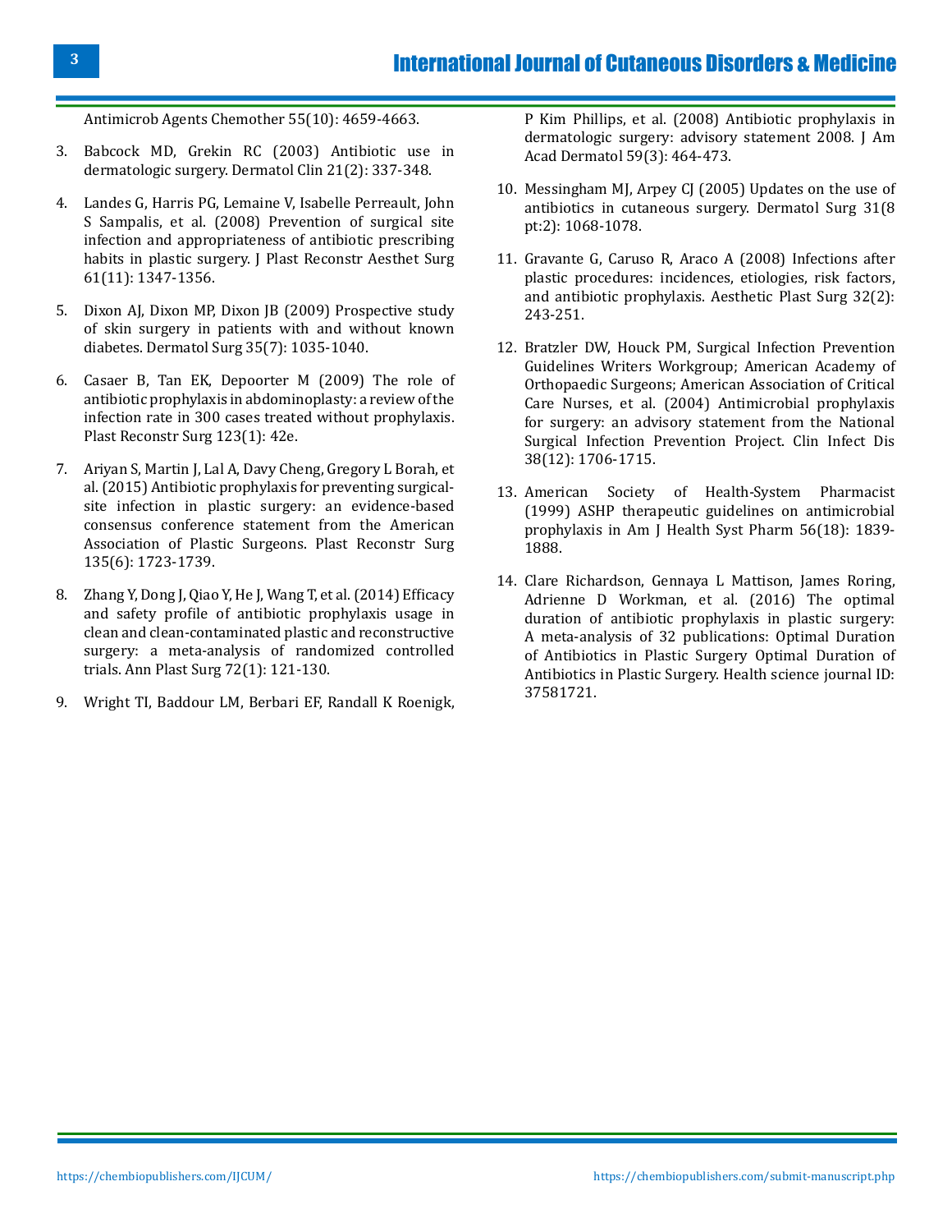Antimicrob Agents Chemother 55(10): 4659-4663.

3. Babcock MD, Grekin RC (2003) Antibiotic use in dermatologic surgery. Dermatol Clin 21(2): 337-348.

4. Landes G, Harris PG, Lemaine V, Isabelle Perreault, John S Sampalis, et al. (2008) Prevention of surgical site infection and appropriateness of antibiotic prescribing habits in plastic surgery. J Plast Reconstr Aesthet Surg 61(11): 1347-1356.

5. Dixon AJ, Dixon MP, Dixon JB (2009) Prospective study of skin surgery in patients with and without known diabetes. Dermatol Surg 35(7): 1035-1040.

6. Casaer B, Tan EK, Depoorter M (2009) The role of antibiotic prophylaxis in abdominoplasty: a review of the infection rate in 300 cases treated without prophylaxis. Plast Reconstr Surg 123(1): 42e.

7. Ariyan S, Martin J, Lal A, Davy Cheng, Gregory L Borah, et al. (2015) Antibiotic prophylaxis for preventing surgical-site infection in plastic surgery: an evidence-based consensus conference statement from the American Association of Plastic Surgeons. Plast Reconstr Surg 135(6): 1723-1739.

8. Zhang Y, Dong J, Qiao Y, He J, Wang T, et al. (2014) Efficacy and safety profile of antibiotic prophylaxis usage in clean and clean-contaminated plastic and reconstructive surgery: a meta-analysis of randomized controlled trials. Ann Plast Surg 72(1): 121-130.

9. Wright TI, Baddour LM, Berbari EF, Randall K Roenigk, P Kim Phillips, et al. (2008) Antibiotic prophylaxis in dermatologic surgery: advisory statement 2008. J Am Acad Dermatol 59(3): 464-473.

10. Messingham MJ, Arpey CJ (2005) Updates on the use of antibiotics in cutaneous surgery. Dermatol Surg 31(8 pt:2): 1068-1078.

11. Gravante G, Caruso R, Araco A (2008) Infections after plastic procedures: incidences, etiologies, risk factors, and antibiotic prophylaxis. Aesthetic Plast Surg 32(2): 243-251.

12. Bratzler DW, Houck PM, Surgical Infection Prevention Guidelines Writers Workgroup; American Academy of Orthopaedic Surgeons; American Association of Critical Care Nurses, et al. (2004) Antimicrobial prophylaxis for surgery: an advisory statement from the National Surgical Infection Prevention Project. Clin Infect Dis 38(12): 1706-1715.

13. American Society of Health-System Pharmacist (1999) ASHP therapeutic guidelines on antimicrobial prophylaxis in Am J Health Syst Pharm 56(18): 1839-1888.

14. Clare Richardson, Gennaya L Mattison, James Roring, Adrienne D Workman, et al. (2016) The optimal duration of antibiotic prophylaxis in plastic surgery: A meta-analysis of 32 publications: Optimal Duration of Antibiotics in Plastic Surgery Optimal Duration of Antibiotics in Plastic Surgery. Health science journal ID: 37581721.